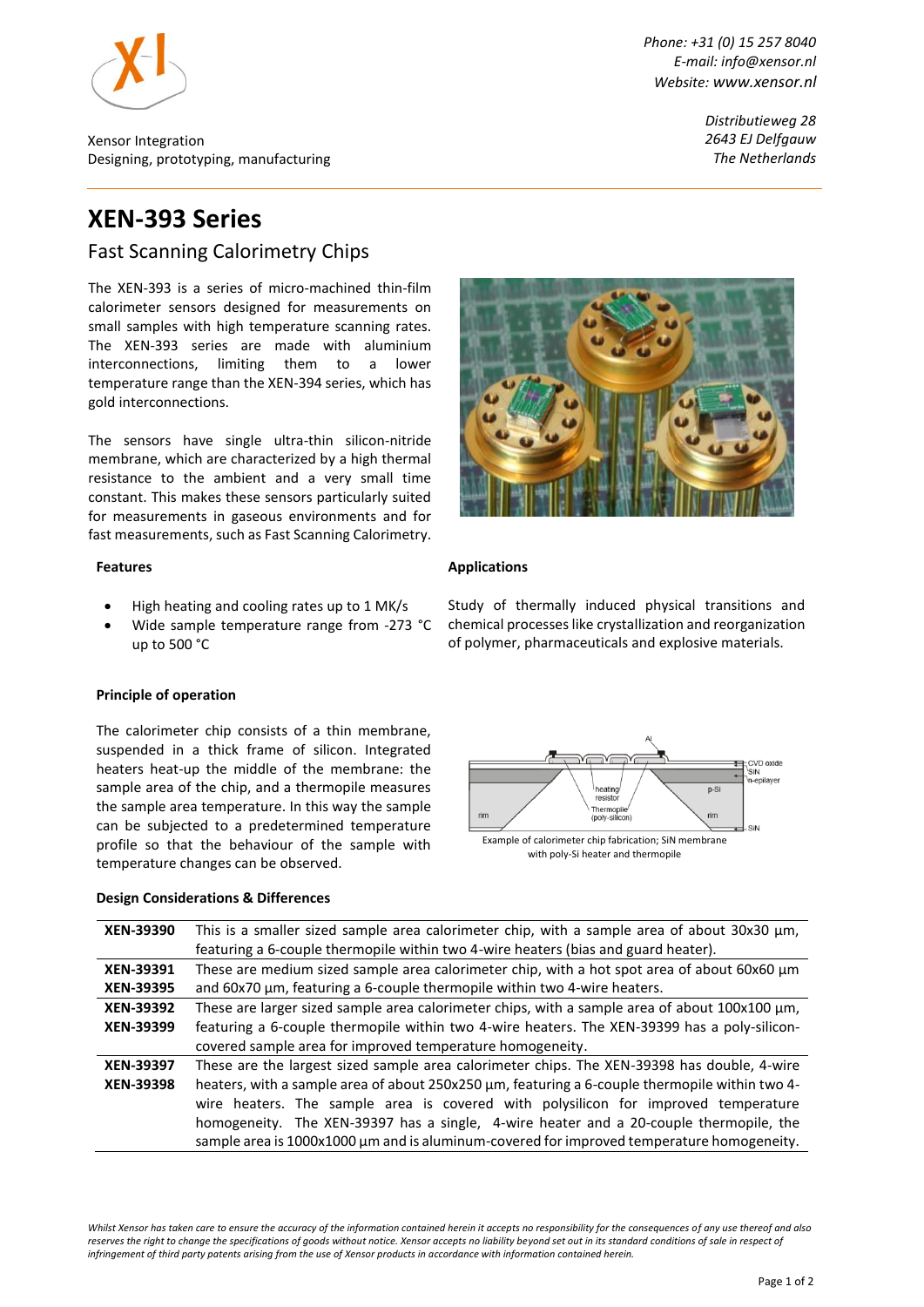Phone: +31 (0) 15 257 8040
E-mail: info@xensor.nl
Website: www.xensor.nl

Xensor Integration
Designing, prototyping, manufacturing

Distributieweg 28
2643 EJ Delfgauw
The Netherlands

# XEN-393 Series

## Fast Scanning Calorimetry Chips

The XEN-393 is a series of micro-machined thin-film calorimeter sensors designed for measurements on small samples with high temperature scanning rates. The XEN-393 series are made with aluminium interconnections, limiting them to a lower temperature range than the XEN-394 series, which has gold interconnections.

The sensors have single ultra-thin silicon-nitride membrane, which are characterized by a high thermal resistance to the ambient and a very small time constant. This makes these sensors particularly suited for measurements in gaseous environments and for fast measurements, such as Fast Scanning Calorimetry.

### Features

- High heating and cooling rates up to 1 MK/s
- Wide sample temperature range from -273 °C up to 500 °C

### Applications

Study of thermally induced physical transitions and chemical processes like crystallization and reorganization of polymer, pharmaceuticals and explosive materials.

### Principle of operation

The calorimeter chip consists of a thin membrane, suspended in a thick frame of silicon. Integrated heaters heat-up the middle of the membrane: the sample area of the chip, and a thermopile measures the sample area temperature. In this way the sample can be subjected to a predetermined temperature profile so that the behaviour of the sample with temperature changes can be observed.

Example of calorimeter chip fabrication; SiN membrane with poly-Si heater and thermopile

### Design Considerations & Differences

| Model | Description |
|---|---|
| **XEN-39390** | This is a smaller sized sample area calorimeter chip, with a sample area of about 30x30 µm, featuring a 6-couple thermopile within two 4-wire heaters (bias and guard heater). |
| **XEN-39391** **XEN-39395** | These are medium sized sample area calorimeter chip, with a hot spot area of about 60x60 µm and 60x70 µm, featuring a 6-couple thermopile within two 4-wire heaters. |
| **XEN-39392** **XEN-39399** | These are larger sized sample area calorimeter chips, with a sample area of about 100x100 µm, featuring a 6-couple thermopile within two 4-wire heaters. The XEN-39399 has a poly-silicon-covered sample area for improved temperature homogeneity. |
| **XEN-39397** **XEN-39398** | These are the largest sized sample area calorimeter chips. The XEN-39398 has double, 4-wire heaters, with a sample area of about 250x250 µm, featuring a 6-couple thermopile within two 4-wire heaters. The sample area is covered with polysilicon for improved temperature homogeneity. The XEN-39397 has a single, 4-wire heater and a 20-couple thermopile, the sample area is 1000x1000 µm and is aluminum-covered for improved temperature homogeneity. |

*Whilst Xensor has taken care to ensure the accuracy of the information contained herein it accepts no responsibility for the consequences of any use thereof and also reserves the right to change the specifications of goods without notice. Xensor accepts no liability beyond set out in its standard conditions of sale in respect of infringement of third party patents arising from the use of Xensor products in accordance with information contained herein.*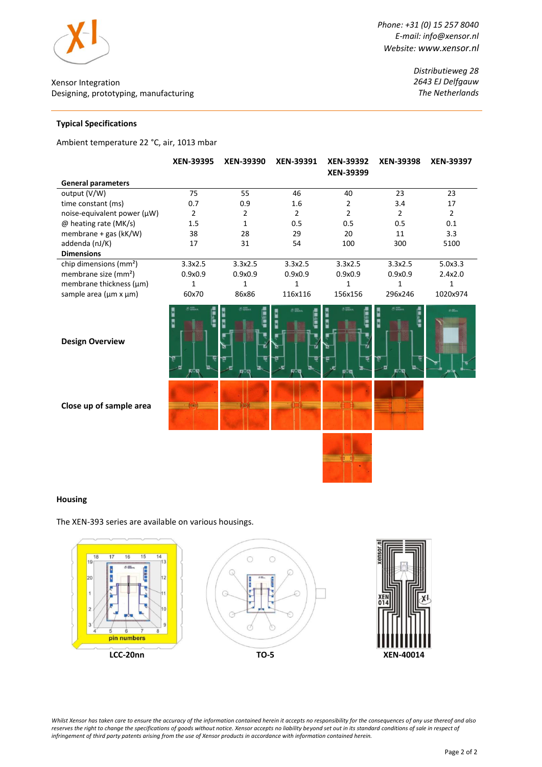Xensor Integration
Designing, prototyping, manufacturing

*Phone: +31 (0) 15 257 8040*
*E-mail: info@xensor.nl*
*Website: www.xensor.nl*

*Distributieweg 28*
*2643 EJ Delfgauw*
*The Netherlands*

**Typical Specifications**

Ambient temperature 22 °C, air, 1013 mbar

| | XEN-39395 | XEN-39390 | XEN-39391 | XEN-39392 XEN-39399 | XEN-39398 | XEN-39397 |
|---|---|---|---|---|---|---|
| **General parameters** | | | | | | |
| output (V/W) | 75 | 55 | 46 | 40 | 23 | 23 |
| time constant (ms) | 0.7 | 0.9 | 1.6 | 2 | 3.4 | 17 |
| noise-equivalent power (µW) | 2 | 2 | 2 | 2 | 2 | 2 |
| @ heating rate (MK/s) | 1.5 | 1 | 0.5 | 0.5 | 0.5 | 0.1 |
| membrane + gas (kK/W) | 38 | 28 | 29 | 20 | 11 | 3.3 |
| addenda (nJ/K) | 17 | 31 | 54 | 100 | 300 | 5100 |
| **Dimensions** | | | | | | |
| chip dimensions (mm²) | 3.3x2.5 | 3.3x2.5 | 3.3x2.5 | 3.3x2.5 | 3.3x2.5 | 5.0x3.3 |
| membrane size (mm²) | 0.9x0.9 | 0.9x0.9 | 0.9x0.9 | 0.9x0.9 | 0.9x0.9 | 2.4x2.0 |
| membrane thickness (µm) | 1 | 1 | 1 | 1 | 1 | 1 |
| sample area (µm x µm) | 60x70 | 86x86 | 116x116 | 156x156 | 296x246 | 1020x974 |

**Design Overview**

**Close up of sample area**

**Housing**

The XEN-393 series are available on various housings.

LCC-20nn

TO-5

XEN-40014

*Whilst Xensor has taken care to ensure the accuracy of the information contained herein it accepts no responsibility for the consequences of any use thereof and also reserves the right to change the specifications of goods without notice. Xensor accepts no liability beyond set out in its standard conditions of sale in respect of infringement of third party patents arising from the use of Xensor products in accordance with information contained herein.*